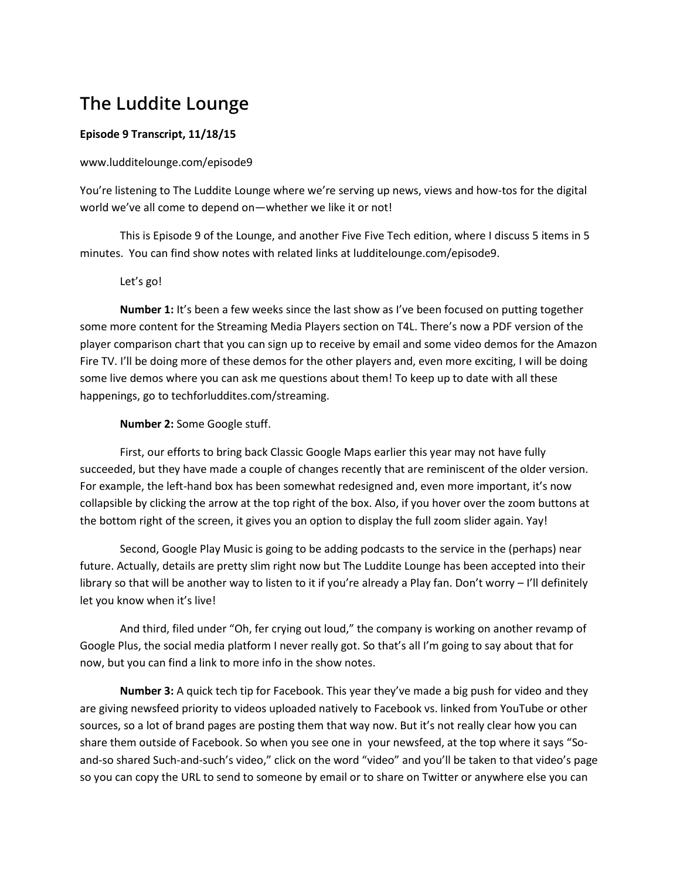# The Luddite Lounge

**Episode 9 Transcript, 11/18/15**

www.luddite lounge.com/episode9

You're listening to The Luddite Lounge where we're serving up news, views and how-tos for the digital world we've all come to depend on—whether we like it or not!

This is Episode 9 of the Lounge, and another Five Five Tech edition, where I discuss 5 items in 5 minutes. You can find show notes with related links at luddite lounge.com/episode9.

Let's go!

**Number 1:** It's been a few weeks since the last show as I've been focused on putting together some more content for the Streaming Media Players section on T4L. There's now a PDF version of the player comparison chart that you can sign up to receive by email and some video demos for the Amazon Fire TV. I'll be doing more of these demos for the other players and, even more exciting, I will be doing some live demos where you can ask me questions about them! To keep up to date with all these happenings, go to techforluddites.com/streaming.

**Number 2:** Some Google stuff.

First, our efforts to bring back Classic Google Maps earlier this year may not have fully succeeded, but they have made a couple of changes recently that are reminiscent of the older version. For example, the left-hand box has been somewhat redesigned and, even more important, it's now collapsible by clicking the arrow at the top right of the box. Also, if you hover over the zoom buttons at the bottom right of the screen, it gives you an option to display the full zoom slider again. Yay!

Second, Google Play Music is going to be adding podcasts to the service in the (perhaps) near future. Actually, details are pretty slim right now but The Luddite Lounge has been accepted into their library so that will be another way to listen to it if you're already a Play fan. Don't worry – I'll definitely let you know when it's live!

And third, filed under "Oh, fer crying out loud," the company is working on another revamp of Google Plus, the social media platform I never really got. So that's all I'm going to say about that for now, but you can find a link to more info in the show notes.

**Number 3:** A quick tech tip for Facebook. This year they've made a big push for video and they are giving newsfeed priority to videos uploaded natively to Facebook vs. linked from YouTube or other sources, so a lot of brand pages are posting them that way now. But it's not really clear how you can share them outside of Facebook. So when you see one in your newsfeed, at the top where it says "So-and-so shared Such-and-such's video," click on the word "video" and you'll be taken to that video's page so you can copy the URL to send to someone by email or to share on Twitter or anywhere else you can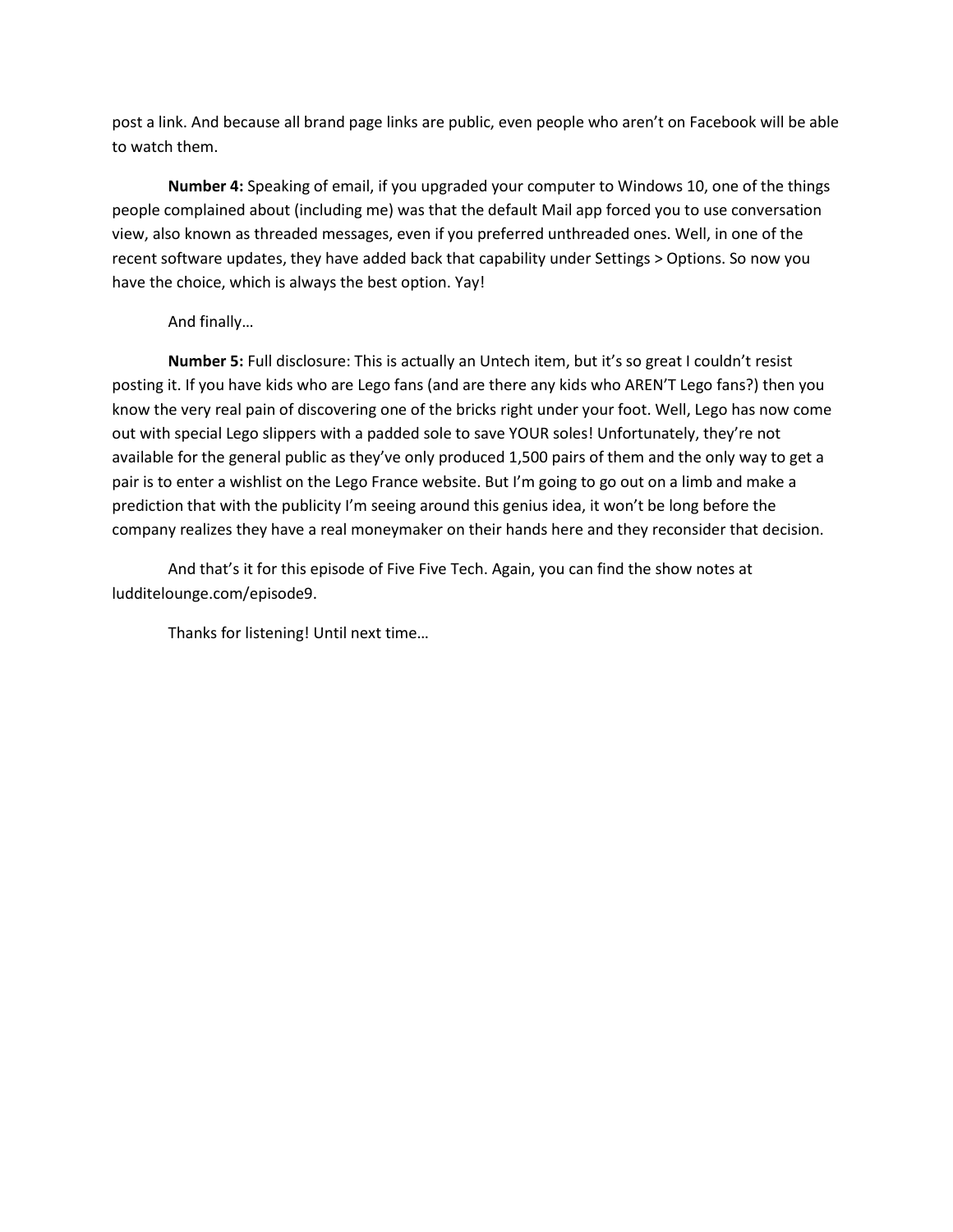post a link. And because all brand page links are public, even people who aren't on Facebook will be able to watch them.

**Number 4:** Speaking of email, if you upgraded your computer to Windows 10, one of the things people complained about (including me) was that the default Mail app forced you to use conversation view, also known as threaded messages, even if you preferred unthreaded ones. Well, in one of the recent software updates, they have added back that capability under Settings > Options. So now you have the choice, which is always the best option. Yay!

And finally…

**Number 5:** Full disclosure: This is actually an Untech item, but it's so great I couldn't resist posting it. If you have kids who are Lego fans (and are there any kids who AREN'T Lego fans?) then you know the very real pain of discovering one of the bricks right under your foot. Well, Lego has now come out with special Lego slippers with a padded sole to save YOUR soles! Unfortunately, they're not available for the general public as they've only produced 1,500 pairs of them and the only way to get a pair is to enter a wishlist on the Lego France website. But I'm going to go out on a limb and make a prediction that with the publicity I'm seeing around this genius idea, it won't be long before the company realizes they have a real moneymaker on their hands here and they reconsider that decision.

And that's it for this episode of Five Five Tech. Again, you can find the show notes at ludditelounge.com/episode9.

Thanks for listening! Until next time…